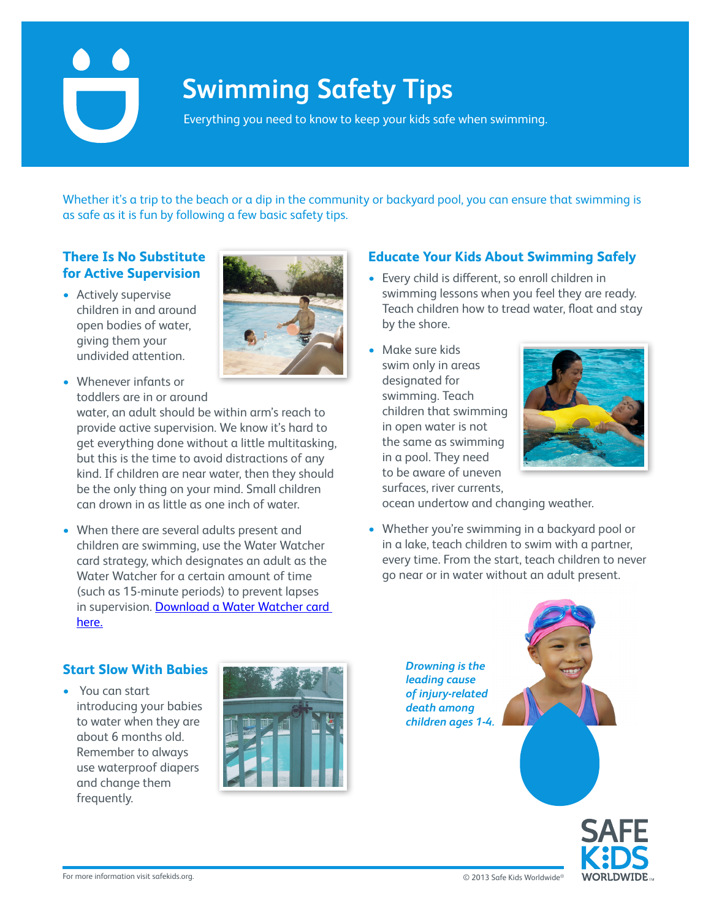# Swimming Safety Tips

Everything you need to know to keep your kids safe when swimming.

Whether it's a trip to the beach or a dip in the community or backyard pool, you can ensure that swimming is as safe as it is fun by following a few basic safety tips.

## There Is No Substitute for Active Supervision

- Actively supervise children in and around open bodies of water, giving them your undivided attention.
- Whenever infants or toddlers are in or around water, an adult should be within arm's reach to provide active supervision. We know it's hard to get everything done without a little multitasking, but this is the time to avoid distractions of any kind. If children are near water, then they should be the only thing on your mind. Small children can drown in as little as one inch of water.
- When there are several adults present and children are swimming, use the Water Watcher card strategy, which designates an adult as the Water Watcher for a certain amount of time (such as 15-minute periods) to prevent lapses in supervision. Download a Water Watcher card here.

## Start Slow With Babies

- You can start introducing your babies to water when they are about 6 months old. Remember to always use waterproof diapers and change them frequently.

## Educate Your Kids About Swimming Safely

- Every child is different, so enroll children in swimming lessons when you feel they are ready. Teach children how to tread water, float and stay by the shore.
- Make sure kids swim only in areas designated for swimming. Teach children that swimming in open water is not the same as swimming in a pool. They need to be aware of uneven surfaces, river currents, ocean undertow and changing weather.
- Whether you're swimming in a backyard pool or in a lake, teach children to swim with a partner, every time. From the start, teach children to never go near or in water without an adult present.

***Drowning is the leading cause of injury-related death among children ages 1-4.***

For more information visit safekids.org.

© 2013 Safe Kids Worldwide®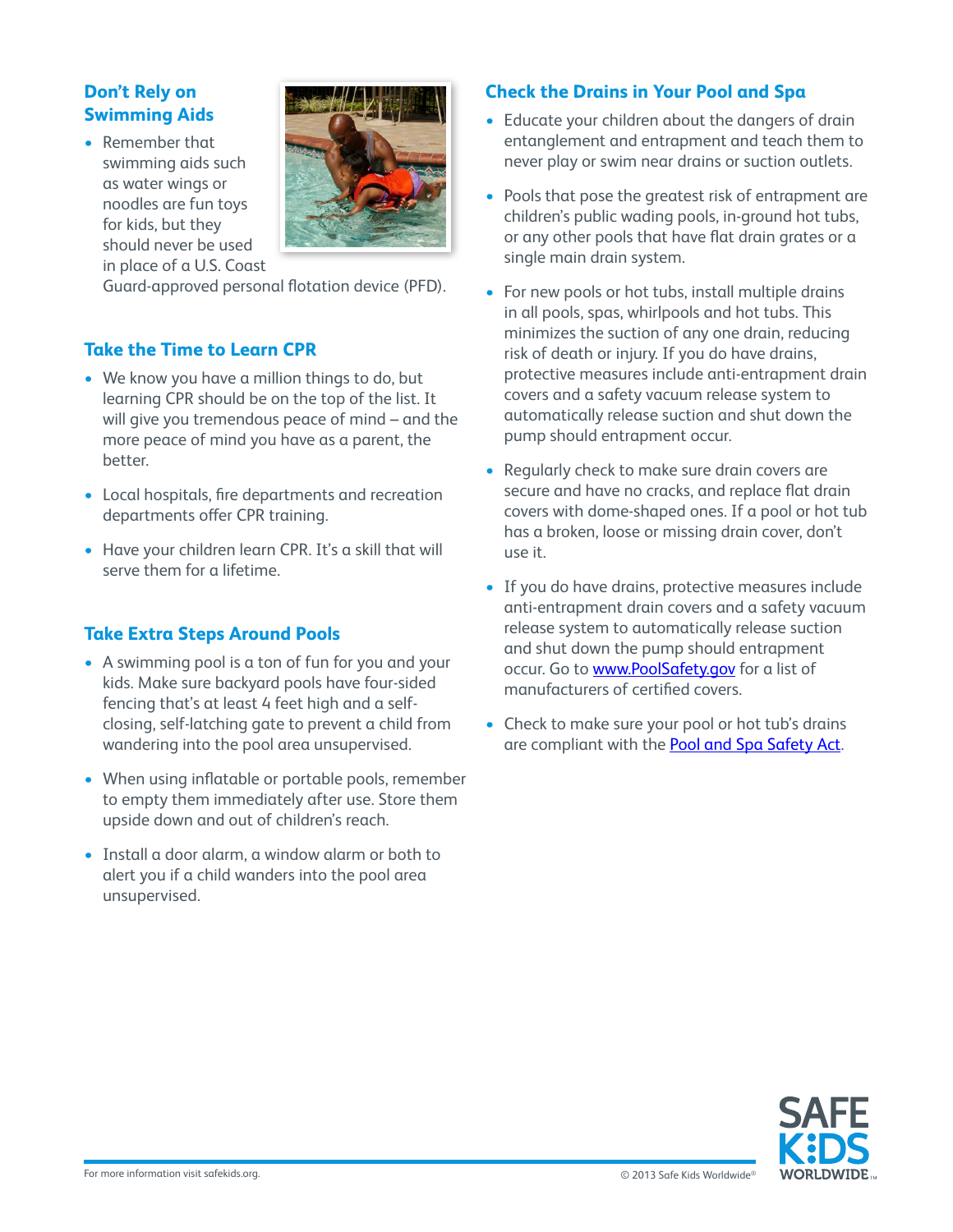## Don't Rely on Swimming Aids

- Remember that swimming aids such as water wings or noodles are fun toys for kids, but they should never be used in place of a U.S. Coast Guard-approved personal flotation device (PFD).

## Take the Time to Learn CPR

- We know you have a million things to do, but learning CPR should be on the top of the list. It will give you tremendous peace of mind – and the more peace of mind you have as a parent, the better.
- Local hospitals, fire departments and recreation departments offer CPR training.
- Have your children learn CPR. It's a skill that will serve them for a lifetime.

## Take Extra Steps Around Pools

- A swimming pool is a ton of fun for you and your kids. Make sure backyard pools have four-sided fencing that's at least 4 feet high and a self-closing, self-latching gate to prevent a child from wandering into the pool area unsupervised.
- When using inflatable or portable pools, remember to empty them immediately after use. Store them upside down and out of children's reach.
- Install a door alarm, a window alarm or both to alert you if a child wanders into the pool area unsupervised.

## Check the Drains in Your Pool and Spa

- Educate your children about the dangers of drain entanglement and entrapment and teach them to never play or swim near drains or suction outlets.
- Pools that pose the greatest risk of entrapment are children's public wading pools, in-ground hot tubs, or any other pools that have flat drain grates or a single main drain system.
- For new pools or hot tubs, install multiple drains in all pools, spas, whirlpools and hot tubs. This minimizes the suction of any one drain, reducing risk of death or injury. If you do have drains, protective measures include anti-entrapment drain covers and a safety vacuum release system to automatically release suction and shut down the pump should entrapment occur.
- Regularly check to make sure drain covers are secure and have no cracks, and replace flat drain covers with dome-shaped ones. If a pool or hot tub has a broken, loose or missing drain cover, don't use it.
- If you do have drains, protective measures include anti-entrapment drain covers and a safety vacuum release system to automatically release suction and shut down the pump should entrapment occur. Go to www.PoolSafety.gov for a list of manufacturers of certified covers.
- Check to make sure your pool or hot tub's drains are compliant with the Pool and Spa Safety Act.

For more information visit safekids.org.

© 2013 Safe Kids Worldwide®